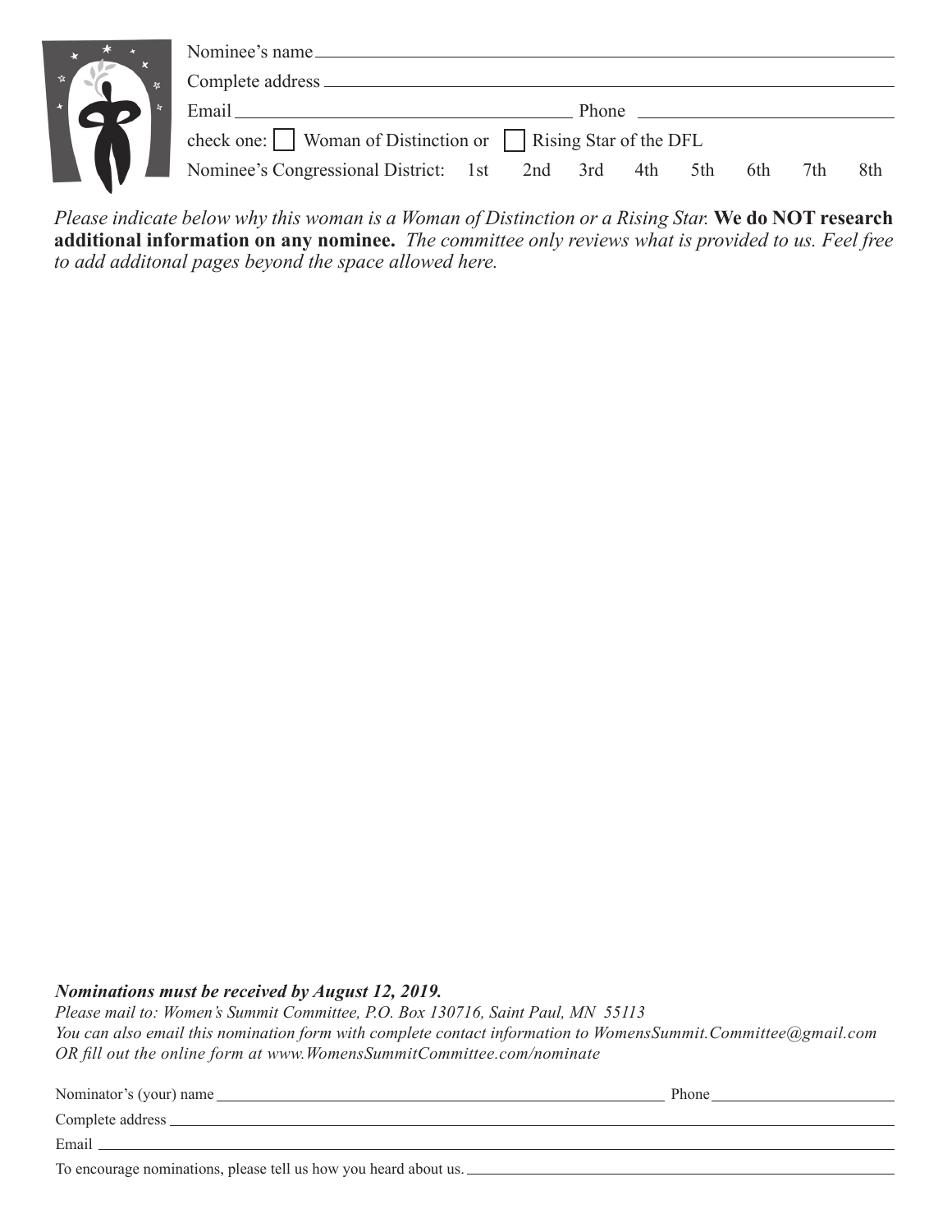Nominee's name ____________________________________________

Complete address ____________________________________________

Email ______________________________ Phone ______________________

check one: ☐ Woman of Distinction or ☐ Rising Star of the DFL

Nominee's Congressional District: 1st 2nd 3rd 4th 5th 6th 7th 8th

*Please indicate below why this woman is a Woman of Distinction or a Rising Star.* **We do NOT research additional information on any nominee.** *The committee only reviews what is provided to us. Feel free to add additonal pages beyond the space allowed here.*

***Nominations must be received by August 12, 2019.***

*Please mail to: Women's Summit Committee, P.O. Box 130716, Saint Paul, MN 55113*

*You can also email this nomination form with complete contact information to WomensSummit.Committee@gmail.com*

*OR fill out the online form at www.WomensSummitCommittee.com/nominate*

Nominator's (your) name ______________________________ Phone ______________________

Complete address ____________________________________________

Email ____________________________________________

To encourage nominations, please tell us how you heard about us. ______________________________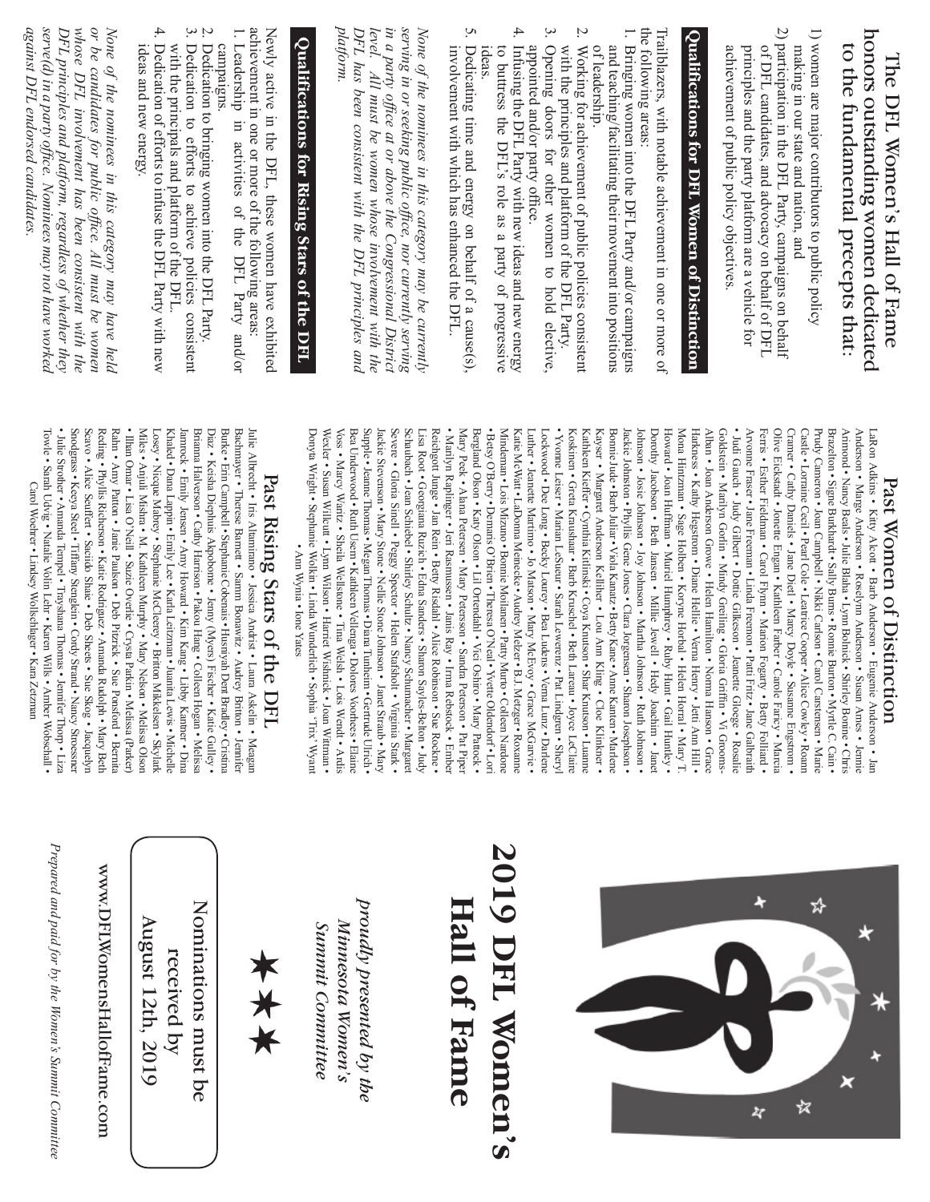# 2019 DFL Women's Hall of Fame

*proudly presented by the Minnesota Women's Summit Committee*

★★★

Nominations must be received by August 12th, 2019

www.DFLWomensHallofFame.com

*Prepared and paid for by the Women's Summit Committee*

## Past Women of Distinction

LaRon Adkins • Kitty Alcott • Barb Anderson • Eugenie Anderson • Jan Anderson • Marge Anderson • Roselynn Anderson • Susan Ames • Jennie Arimond • Nancy Beals • Julie Blaha • Lynn Bolnick • Shirley Bonne • Chris Brazelton • Signe Burkhardt • Sally Burns • Ronnie Burton • Myrtle C. Cain • Prudy Cameron • Joan Campbell • Nikki Carlson • Carol Carstensen • Marie Castle • Lorraine Cecil • Pearl Cole • Leatrice Cooper • Alice Cowley • Roann Cramer • Cathy Daniels • Jane Diell • Marcy Doyle • Suzanne Engstrom • Olive Eickstadt • Jonette Engan • Kathleen Farber • Carole Farcy • Marcia Ferris • Esther Fieldman • Carol Flynn • Marion Fogarty • Betty Folliard • Arvonne Fraser • Jane Freeman • Linda Freeman • Patti Fritz • Jane Galbraith • Judi Gauch • Judy Gilbert • Dottie Gilkeson • Jeanette Gloege • Rosalie Goldstein • Marilyn Gorlin • Mindy Greiling • Gloria Griffin • Vi Grooms-Alban • Joan Anderson Grove • Helen Hamilton • Norma Hanson • Grace Harkness • Kathy Hegstrom • Diane Hellie • Verna Henry • Jetti Ann Hill • Mona Hintzman • Sage Holben • Koryne Horbal • Helen Horral • Mary T. Howard • Joan Huffman • Muriel Humphrey • Ruby Hunt • Gail Huntley • Dorothy Jacobson • Beth Jansen • Millie Jewell • Hedy Joachim • Janet Johnson • Josie Johnson • Joy Johnson • Martha Johnson • Ruth Johnson • Jackie Johnston • Phyllis Gene Jones • Clara Jorgensen • Sharon Josephson • Bonnie Jude • Barb Juliar • Viola Kanatz • Betty Kane • Anne Kanten • Marlene Kayser • Margaret Anderson Kelliher • Lou Ann Kling • Cloe Klinkner • Kathleen Kieffer • Cynthia Kitlinski • Coya Knutson • Shar Knutson • Luanne Koskinen • Greta Kraushaar • Barb Kruschel • Beth Lareau • Joyce LeClaire • Yvonne Leiser • Marian LeSueur • Sarah Lewerenz • Pat Lindgren • Sheryl Lockwood • Dee Long • Becky Lourey • Bea Ludens • Verna Lunz • Darlene Luther • Jeanette Martino • Jo Matson • Mary McEvoy • Grace McGarvie • Katie McWatt • LaDonna Meinecke • Audrey Melzer • B.J. Metzger • Roxanne Mindeman • Lois Mizuno • Bonnie Moilanen • Patty Murto • Colleen Nardone • Betsy O'Berry • Dennis O'Brien • Theresa O'Neal • Yvette Oldendorf • Lori Berglund Olson • Katy Olson • Lil Ortendahl • Vici Oshiro • Mary Pattock • Mary Peek • Alana Petersen • Mary Petersen • Sandra Peterson • Pat Piper • Marilyn Raplinger • Jeri Rasmussen • Janis Ray • Irma Rebstock • Ember Reichgott Junge • Jan Rein • Betty Risdahl • Alice Robinson • Sue Rockne • Lisa Root • Georgiana Ruzich • Edna Sanders • Sharon Sayles-Belton • Judy Schaubach • Jean Schiebel • Shirley Schultz • Nancy Schumacher • Margaret Severe • Gloria Sinell • Peggy Spector • Helen Stafsholt • Virginia Stark • Jackie Stevenson • Mary Stone • Nellie Stone Johnson • Janet Straub • Mary Supple • Jeanne Thomas • Megan Thomas • Diana Tunheim • Gertrude Ulrich • Bea Underwood • Ruth Usem • Kathleen Vellenga • Dolores Voorhees • Elaine Voss • Marcy Waritz • Sheila Wellstone • Tina Welsh • Lois Wendt • Ardis Wexler • Susan Willcutt • Lynn Wilson • Harriet Wishnick • Joan Wittman • Donya Wright • Stephanie Wolkin • Linda Wunderlich • Sophia "Trix" Wyant • Ann Wynia • Ione Yates

## Past Rising Stars of the DFL

Julie Albrecht • Iris Altamirano • Jessica Andrist • Laura Askelin • Meagan Bachmayer • Therese Barnett • Samm Bonawitz • Audrey Britton • Jennifer Burke • Erin Campbell • Stephanie Cobenais • Husniyah Dent Bradley • Cristina Diaz • Keisha Diephuis Akpobome • Jenny (Myers) Fischer • Katie Gulley • Brianna Halverson • Cathy Harrison • Pakou Hang • Colleen Hogan • Melissa Jannock • Emily Jensen • Amy Howard • Kim Kang • Libby Kantner • Dina Khaled • Dana Lappin • Emily Lee • Karla Leitzman • Juanita Lewis • Michelle Losey • Nicque Mabrey • Stephanie McCleery • Britton Mikkelsen • Skylark Miles • Anjuli Mishra • M. Kathleen Murphy • Mary Nelson • Melissa Olson • Ilhan Omar • Lisa O'Neill • Suzie Overlie • Crysta Parkin • Melissa (Parker) Rahm • Amy Patton • Jamie Paulsen • Deb Piterick • Sue Ponsford • Bernita Reding • Phyllis Richerson • Katie Rodriguez • Amanda Rudolph • Mary Beth Scavo • Alice Seuffert • Saciido Shaie • Deb Sheets • Sue Skog • Jacquelyn Snodgrass • Keeya Steel • Tiffany Stenglein • Cordy Strand • Nancy Stroessner • Julie Strother • Amanda Tempel • Tayshana Thomas • Jennifer Thorp • Liza Towle • Sarah Udvig • Natalie Volin Lehr • Karen Wills • Amber Wobschall • Carol Woehrer • Lindsey Wollschlager • Kara Zetzman

## The DFL Women's Hall of Fame honors outstanding women dedicated to the fundamental precepts that:

1) women are major contributors to public policy making in our state and nation, and
2) participation in the DFL Party, campaigns on behalf of DFL candidates, and advocacy on behalf of DFL principles and the party platform are a vehicle for achievement of public policy objectives.

## Qualifications for DFL Women of Distinction

Trailblazers, with notable achievement in one or more of the following areas:

1. Bringing women into the DFL Party and/or campaigns and teaching/facilitating their movement into positions of leadership.
2. Working for achievement of public policies consistent with the principles and platform of the DFL Party.
3. Opening doors for other women to hold elective, appointed and/or party office.
4. Infusing the DFL Party with new ideas and new energy to buttress the DFL's role as a party of progressive ideas.
5. Dedicating time and energy on behalf of a cause(s), involvement with which has enhanced the DFL.

*None of the nominees in this category may be currently serving in or seeking public office, nor currently serving in a party office at or above the Congressional District level. All must be women whose involvement with the DFL has been consistent with the DFL principles and platform.*

## Qualifications for Rising Stars of the DFL

Newly active in the DFL, these women have exhibited achievement in one or more of the following areas:

1. Leadership in activities of the DFL Party and/or campaigns.
2. Dedication to bringing women into the DFL Party.
3. Dedication to efforts to achieve policies consistent with the principals and platform of the DFL.
4. Dedication of efforts to infuse the DFL Party with new ideas and new energy.

*None of the nominees in this category may have held or be candidates for public office. All must be women whose DFL involvement has been consistent with the DFL principles and platform, regardless of whether they serve(d) in a party office. Nominees may not have worked against DFL endorsed candidates.*